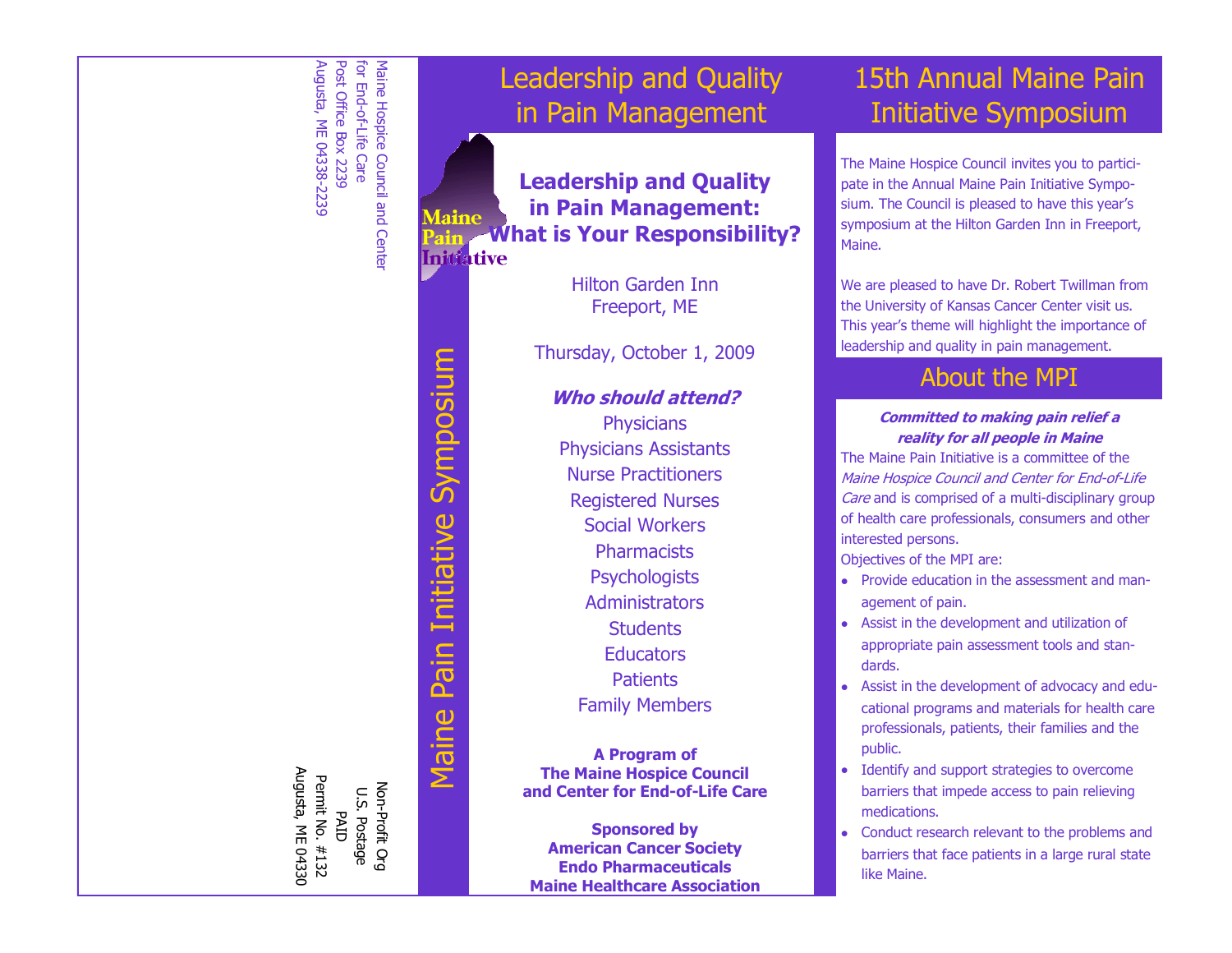Maine Hospice Council and Center
for End-of-Life Care
Post Office Box 2239
Augusta, ME 04338-2239

Non-Profit Org
U.S. Postage
PAID
Permit No. #132
Augusta, ME 04330

# Leadership and Quality in Pain Management

Maine Pain Initiative

## Leadership and Quality in Pain Management: What is Your Responsibility?

Hilton Garden Inn
Freeport, ME

Thursday, October 1, 2009

***Who should attend?***

Physicians
Physicians Assistants
Nurse Practitioners
Registered Nurses
Social Workers
Pharmacists
Psychologists
Administrators
Students
Educators
Patients
Family Members

**A Program of**
**The Maine Hospice Council and Center for End-of-Life Care**

**Sponsored by**
**American Cancer Society**
**Endo Pharmaceuticals**
**Maine Healthcare Association**

Maine Pain Initiative Symposium

# 15th Annual Maine Pain Initiative Symposium

The Maine Hospice Council invites you to participate in the Annual Maine Pain Initiative Symposium. The Council is pleased to have this year's symposium at the Hilton Garden Inn in Freeport, Maine.

We are pleased to have Dr. Robert Twillman from the University of Kansas Cancer Center visit us. This year's theme will highlight the importance of leadership and quality in pain management.

## About the MPI

***Committed to making pain relief a reality for all people in Maine***

The Maine Pain Initiative is a committee of the *Maine Hospice Council and Center for End-of-Life Care* and is comprised of a multi-disciplinary group of health care professionals, consumers and other interested persons.

Objectives of the MPI are:

- Provide education in the assessment and management of pain.
- Assist in the development and utilization of appropriate pain assessment tools and standards.
- Assist in the development of advocacy and educational programs and materials for health care professionals, patients, their families and the public.
- Identify and support strategies to overcome barriers that impede access to pain relieving medications.
- Conduct research relevant to the problems and barriers that face patients in a large rural state like Maine.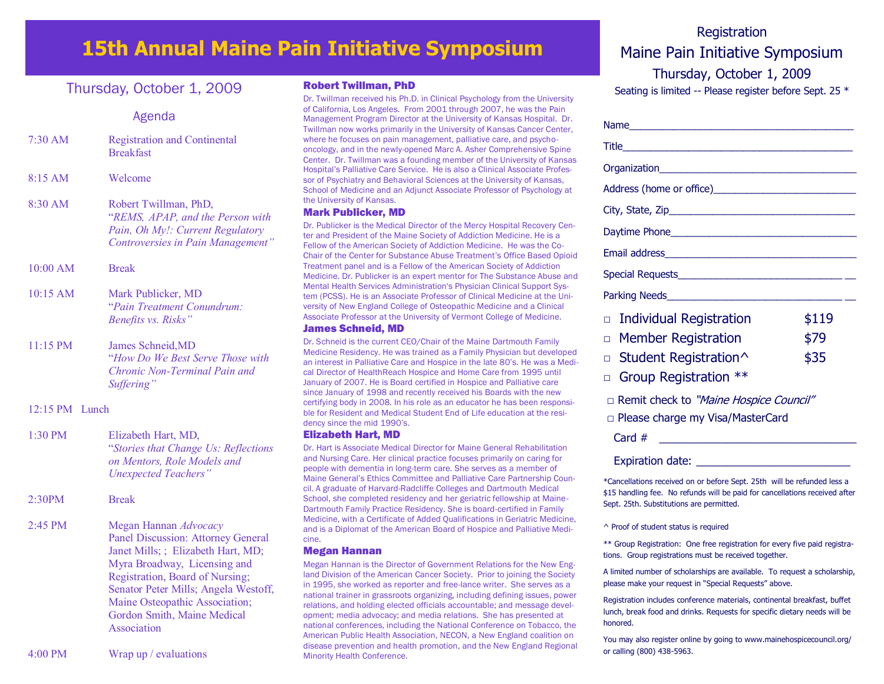# 15th Annual Maine Pain Initiative Symposium

## Thursday, October 1, 2009

### Agenda

| | |
|---|---|
| 7:30 AM | Registration and Continental Breakfast |
| 8:15 AM | Welcome |
| 8:30 AM | Robert Twillman, PhD, "*REMS, APAP, and the Person with Pain, Oh My!: Current Regulatory Controversies in Pain Management"* |
| 10:00 AM | Break |
| 10:15 AM | Mark Publicker, MD "*Pain Treatment Conundrum: Benefits vs. Risks"* |
| 11:15 PM | James Schneid,MD "*How Do We Best Serve Those with Chronic Non-Terminal Pain and Suffering"* |
| 12:15 PM | Lunch |
| 1:30 PM | Elizabeth Hart, MD, "*Stories that Change Us: Reflections on Mentors, Role Models and Unexpected Teachers"* |
| 2:30PM | Break |
| 2:45 PM | Megan Hannan *Advocacy* Panel Discussion: Attorney General Janet Mills; ; Elizabeth Hart, MD; Myra Broadway, Licensing and Registration, Board of Nursing; Senator Peter Mills; Angela Westoff, Maine Osteopathic Association; Gordon Smith, Maine Medical Association |
| 4:00 PM | Wrap up / evaluations |

### Robert Twillman, PhD

Dr. Twillman received his Ph.D. in Clinical Psychology from the University of California, Los Angeles. From 2001 through 2007, he was the Pain Management Program Director at the University of Kansas Hospital. Dr. Twillman now works primarily in the University of Kansas Cancer Center, where he focuses on pain management, palliative care, and psycho-oncology, and in the newly-opened Marc A. Asher Comprehensive Spine Center. Dr. Twillman was a founding member of the University of Kansas Hospital's Palliative Care Service. He is also a Clinical Associate Professor of Psychiatry and Behavioral Sciences at the University of Kansas, School of Medicine and an Adjunct Associate Professor of Psychology at the University of Kansas.

### Mark Publicker, MD

Dr. Publicker is the Medical Director of the Mercy Hospital Recovery Center and President of the Maine Society of Addiction Medicine. He is a Fellow of the American Society of Addiction Medicine. He was the Co-Chair of the Center for Substance Abuse Treatment's Office Based Opioid Treatment panel and is a Fellow of the American Society of Addiction Medicine. Dr. Publicker is an expert mentor for The Substance Abuse and Mental Health Services Administration's Physician Clinical Support System (PCSS). He is an Associate Professor of Clinical Medicine at the University of New England College of Osteopathic Medicine and a Clinical Associate Professor at the University of Vermont College of Medicine.

### James Schneid, MD

Dr. Schneid is the current CEO/Chair of the Maine Dartmouth Family Medicine Residency. He was trained as a Family Physician but developed an interest in Palliative Care and Hospice in the late 80's. He was a Medical Director of HealthReach Hospice and Home Care from 1995 until January of 2007. He is Board certified in Hospice and Palliative care since January of 1998 and recently received his Boards with the new certifying body in 2008. In his role as an educator he has been responsible for Resident and Medical Student End of Life education at the residency since the mid 1990's.

### Elizabeth Hart, MD

Dr. Hart is Associate Medical Director for Maine General Rehabilitation and Nursing Care. Her clinical practice focuses primarily on caring for people with dementia in long-term care. She serves as a member of Maine General's Ethics Committee and Palliative Care Partnership Council. A graduate of Harvard-Radcliffe Colleges and Dartmouth Medical School, she completed residency and her geriatric fellowship at Maine-Dartmouth Family Practice Residency. She is board-certified in Family Medicine, with a Certificate of Added Qualifications in Geriatric Medicine, and is a Diplomat of the American Board of Hospice and Palliative Medicine.

### Megan Hannan

Megan Hannan is the Director of Government Relations for the New England Division of the American Cancer Society. Prior to joining the Society in 1995, she worked as reporter and free-lance writer. She serves as a national trainer in grassroots organizing, including defining issues, power relations, and holding elected officials accountable; and message development; media advocacy; and media relations. She has presented at national conferences, including the National Conference on Tobacco, the American Public Health Association, NECON, a New England coalition on disease prevention and health promotion, and the New England Regional Minority Health Conference.

## Registration

## Maine Pain Initiative Symposium

### Thursday, October 1, 2009

Seating is limited -- Please register before Sept. 25 *

Name________________________________________

Title_________________________________________

Organization___________________________________

Address (home or office)_________________________

City, State, Zip_________________________________

Daytime Phone_________________________________

Email address__________________________________

Special Requests_____________________________ __

Parking Needs______________________________ __

- ☐ Individual Registration $119
- ☐ Member Registration $79
- ☐ Student Registration^ $35
- ☐ Group Registration **

- ☐ Remit check to *"Maine Hospice Council"*
- ☐ Please charge my Visa/MasterCard

Card # ________________________________

Expiration date: _________________________

*Cancellations received on or before Sept. 25th will be refunded less a $15 handling fee. No refunds will be paid for cancellations received after Sept. 25th. Substitutions are permitted.

^ Proof of student status is required

** Group Registration: One free registration for every five paid registrations. Group registrations must be received together.

A limited number of scholarships are available. To request a scholarship, please make your request in "Special Requests" above.

Registration includes conference materials, continental breakfast, buffet lunch, break food and drinks. Requests for specific dietary needs will be honored.

You may also register online by going to www.mainehospicecouncil.org/ or calling (800) 438-5963.